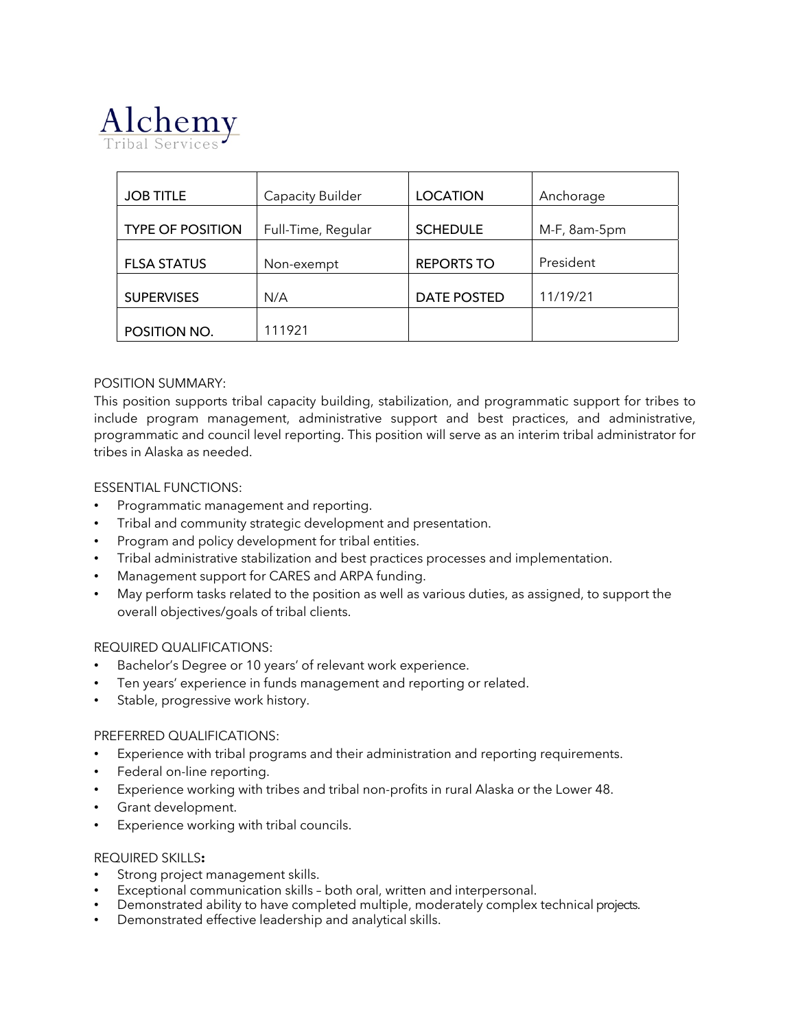# Alchemy

Tribal Services

| JOB TITLE | Capacity Builder | LOCATION | Anchorage |
| --- | --- | --- | --- |
| TYPE OF POSITION | Full-Time, Regular | SCHEDULE | M-F, 8am-5pm |
| FLSA STATUS | Non-exempt | REPORTS TO | President |
| SUPERVISES | N/A | DATE POSTED | 11/19/21 |
| POSITION NO. | 111921 | | |

POSITION SUMMARY:

This position supports tribal capacity building, stabilization, and programmatic support for tribes to include program management, administrative support and best practices, and administrative, programmatic and council level reporting. This position will serve as an interim tribal administrator for tribes in Alaska as needed.

ESSENTIAL FUNCTIONS:

- Programmatic management and reporting.
- Tribal and community strategic development and presentation.
- Program and policy development for tribal entities.
- Tribal administrative stabilization and best practices processes and implementation.
- Management support for CARES and ARPA funding.
- May perform tasks related to the position as well as various duties, as assigned, to support the overall objectives/goals of tribal clients.

REQUIRED QUALIFICATIONS:

- Bachelor's Degree or 10 years' of relevant work experience.
- Ten years' experience in funds management and reporting or related.
- Stable, progressive work history.

PREFERRED QUALIFICATIONS:

- Experience with tribal programs and their administration and reporting requirements.
- Federal on-line reporting.
- Experience working with tribes and tribal non-profits in rural Alaska or the Lower 48.
- Grant development.
- Experience working with tribal councils.

REQUIRED SKILLS**:**

- Strong project management skills.
- Exceptional communication skills – both oral, written and interpersonal.
- Demonstrated ability to have completed multiple, moderately complex technical projects.
- Demonstrated effective leadership and analytical skills.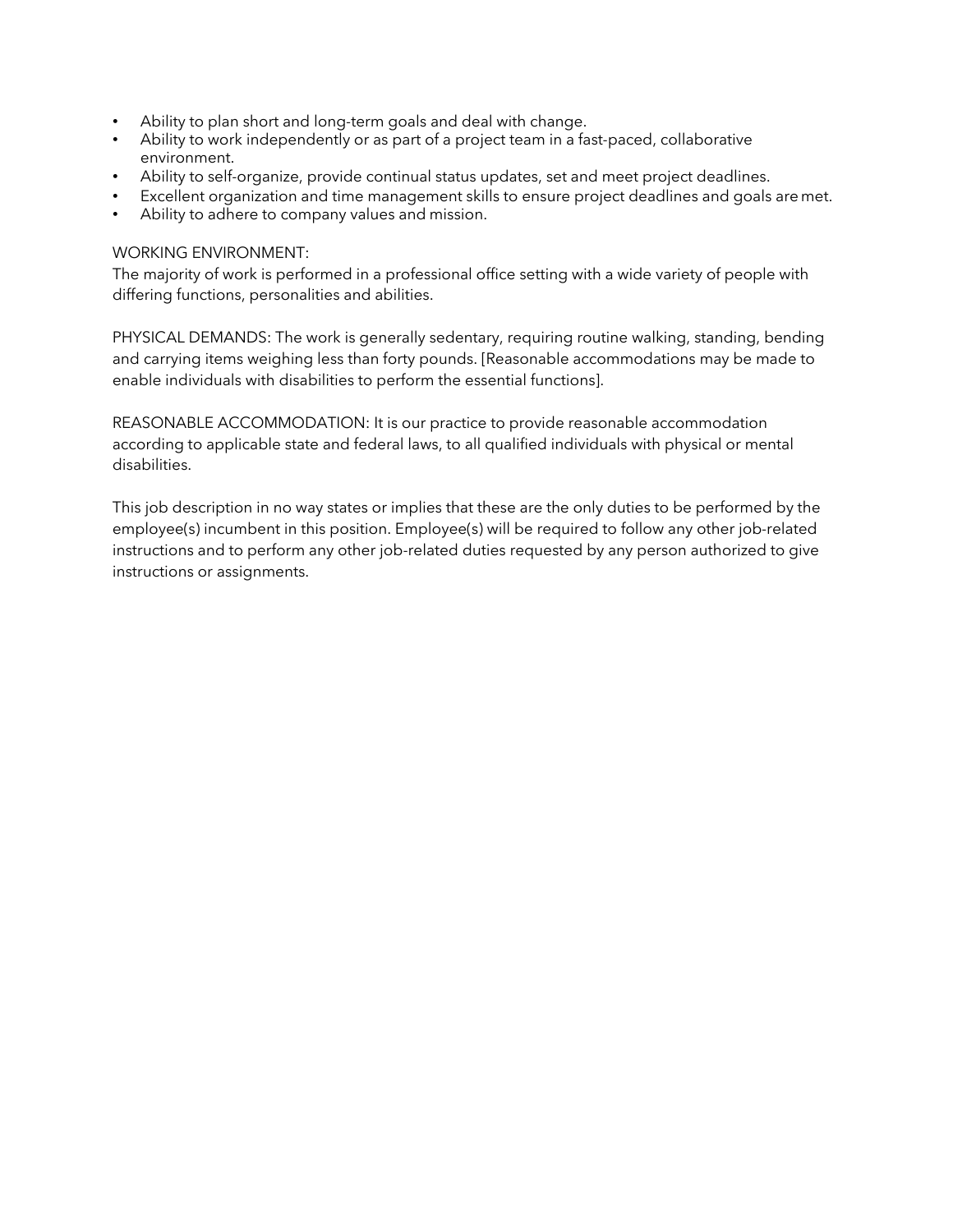- Ability to plan short and long-term goals and deal with change.
- Ability to work independently or as part of a project team in a fast-paced, collaborative environment.
- Ability to self-organize, provide continual status updates, set and meet project deadlines.
- Excellent organization and time management skills to ensure project deadlines and goals are met.
- Ability to adhere to company values and mission.

WORKING ENVIRONMENT:
The majority of work is performed in a professional office setting with a wide variety of people with differing functions, personalities and abilities.

PHYSICAL DEMANDS: The work is generally sedentary, requiring routine walking, standing, bending and carrying items weighing less than forty pounds. [Reasonable accommodations may be made to enable individuals with disabilities to perform the essential functions].

REASONABLE ACCOMMODATION: It is our practice to provide reasonable accommodation according to applicable state and federal laws, to all qualified individuals with physical or mental disabilities.

This job description in no way states or implies that these are the only duties to be performed by the employee(s) incumbent in this position. Employee(s) will be required to follow any other job-related instructions and to perform any other job-related duties requested by any person authorized to give instructions or assignments.